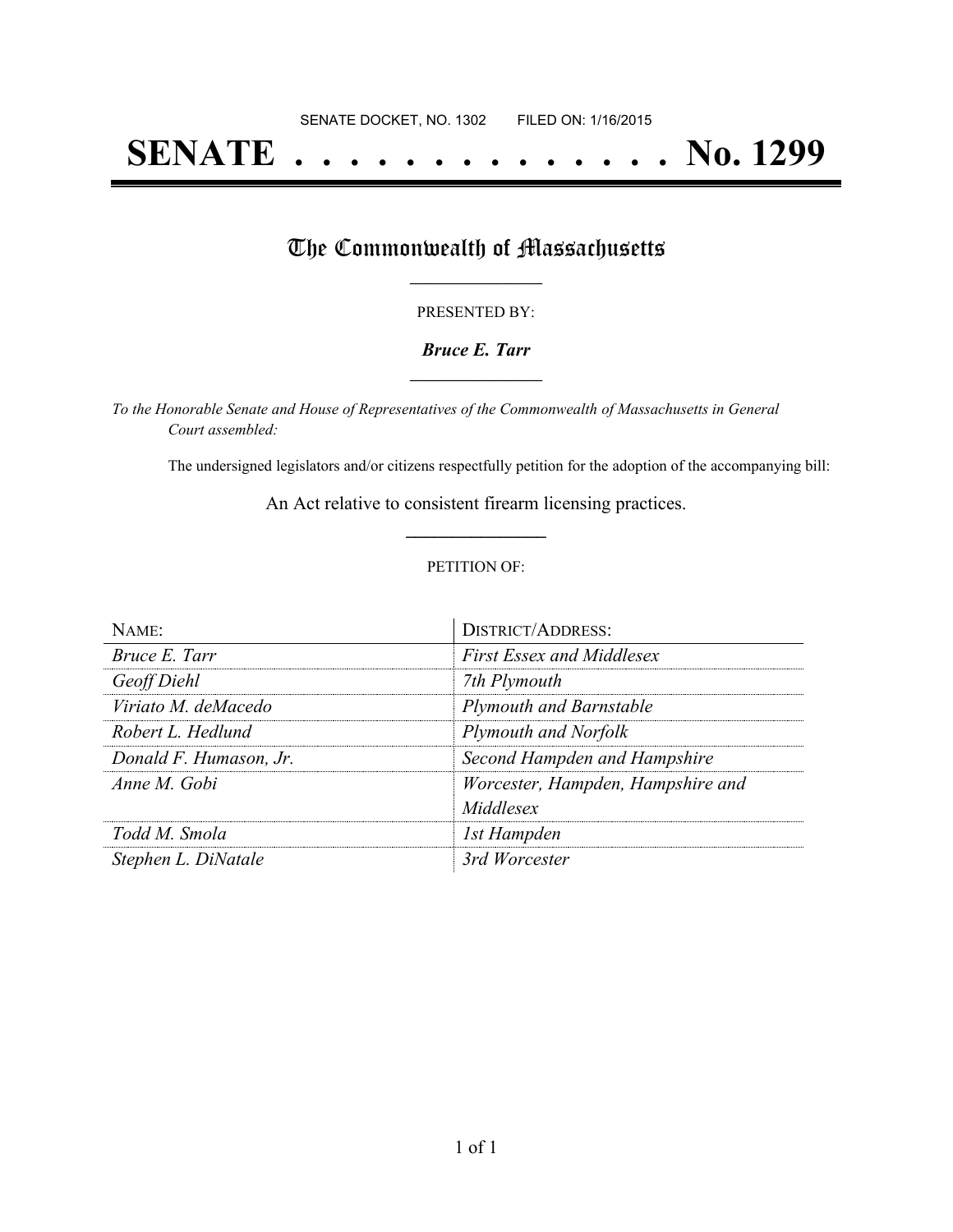SENATE DOCKET, NO. 1302 FILED ON: 1/16/2015

# SENATE . . . . . . . . . . . . . . No. 1299

## The Commonwealth of Massachusetts

PRESENTED BY:

***Bruce E. Tarr***

*To the Honorable Senate and House of Representatives of the Commonwealth of Massachusetts in General Court assembled:*

The undersigned legislators and/or citizens respectfully petition for the adoption of the accompanying bill:

An Act relative to consistent firearm licensing practices.

PETITION OF:

| NAME: | DISTRICT/ADDRESS: |
|---|---|
| *Bruce E. Tarr* | *First Essex and Middlesex* |
| *Geoff Diehl* | *7th Plymouth* |
| *Viriato M. deMacedo* | *Plymouth and Barnstable* |
| *Robert L. Hedlund* | *Plymouth and Norfolk* |
| *Donald F. Humason, Jr.* | *Second Hampden and Hampshire* |
| *Anne M. Gobi* | *Worcester, Hampden, Hampshire and Middlesex* |
| *Todd M. Smola* | *1st Hampden* |
| *Stephen L. DiNatale* | *3rd Worcester* |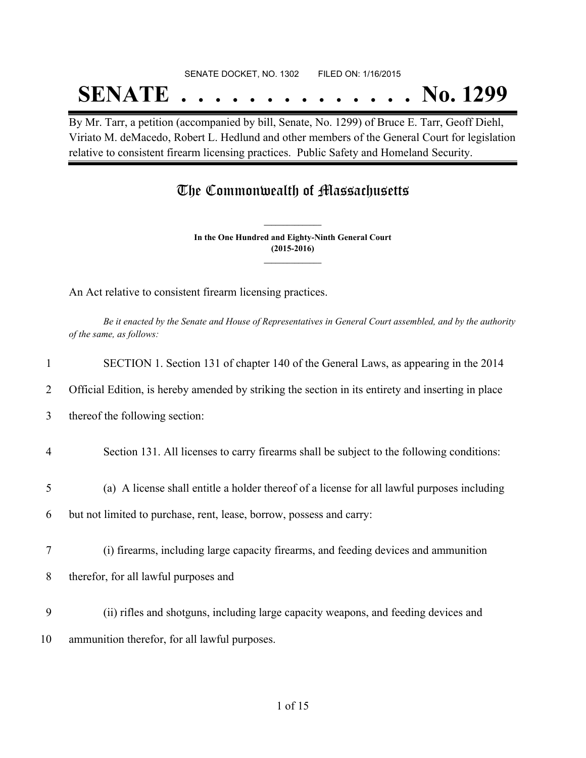SENATE DOCKET, NO. 1302        FILED ON: 1/16/2015

# SENATE . . . . . . . . . . . . . . No. 1299

By Mr. Tarr, a petition (accompanied by bill, Senate, No. 1299) of Bruce E. Tarr, Geoff Diehl, Viriato M. deMacedo, Robert L. Hedlund and other members of the General Court for legislation relative to consistent firearm licensing practices. Public Safety and Homeland Security.

## The Commonwealth of Massachusetts

**In the One Hundred and Eighty-Ninth General Court**
**(2015-2016)**

An Act relative to consistent firearm licensing practices.

*Be it enacted by the Senate and House of Representatives in General Court assembled, and by the authority of the same, as follows:*

1 SECTION 1. Section 131 of chapter 140 of the General Laws, as appearing in the 2014

2 Official Edition, is hereby amended by striking the section in its entirety and inserting in place

3 thereof the following section:

4 Section 131. All licenses to carry firearms shall be subject to the following conditions:

5 (a) A license shall entitle a holder thereof of a license for all lawful purposes including

6 but not limited to purchase, rent, lease, borrow, possess and carry:

7 (i) firearms, including large capacity firearms, and feeding devices and ammunition

8 therefor, for all lawful purposes and

9 (ii) rifles and shotguns, including large capacity weapons, and feeding devices and

10 ammunition therefor, for all lawful purposes.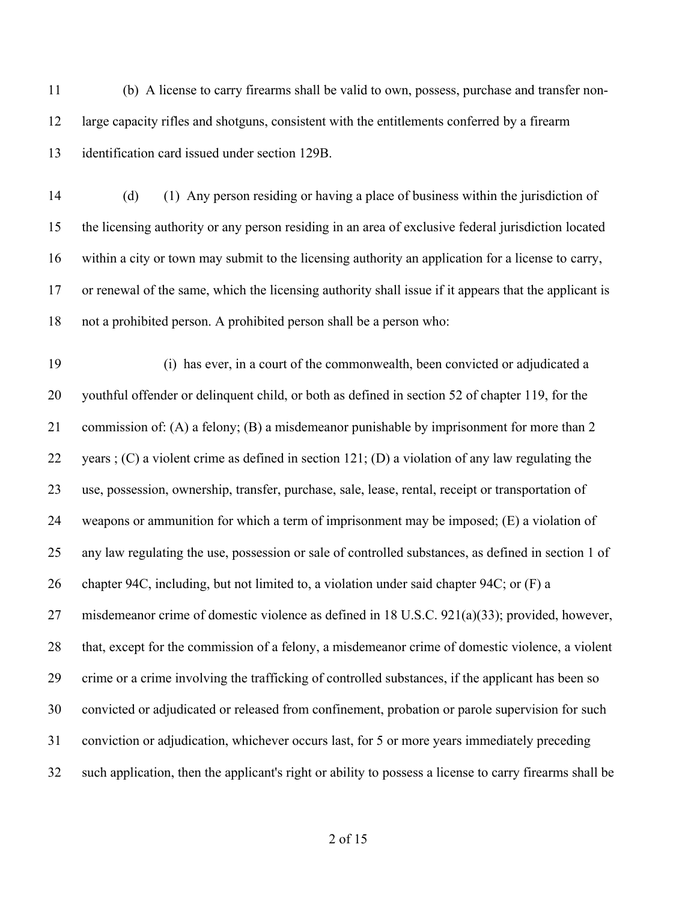(b) A license to carry firearms shall be valid to own, possess, purchase and transfer non-large capacity rifles and shotguns, consistent with the entitlements conferred by a firearm identification card issued under section 129B.

(d) (1) Any person residing or having a place of business within the jurisdiction of the licensing authority or any person residing in an area of exclusive federal jurisdiction located within a city or town may submit to the licensing authority an application for a license to carry, or renewal of the same, which the licensing authority shall issue if it appears that the applicant is not a prohibited person. A prohibited person shall be a person who:

(i) has ever, in a court of the commonwealth, been convicted or adjudicated a youthful offender or delinquent child, or both as defined in section 52 of chapter 119, for the commission of: (A) a felony; (B) a misdemeanor punishable by imprisonment for more than 2 years ; (C) a violent crime as defined in section 121; (D) a violation of any law regulating the use, possession, ownership, transfer, purchase, sale, lease, rental, receipt or transportation of weapons or ammunition for which a term of imprisonment may be imposed; (E) a violation of any law regulating the use, possession or sale of controlled substances, as defined in section 1 of chapter 94C, including, but not limited to, a violation under said chapter 94C; or (F) a misdemeanor crime of domestic violence as defined in 18 U.S.C. 921(a)(33); provided, however, that, except for the commission of a felony, a misdemeanor crime of domestic violence, a violent crime or a crime involving the trafficking of controlled substances, if the applicant has been so convicted or adjudicated or released from confinement, probation or parole supervision for such conviction or adjudication, whichever occurs last, for 5 or more years immediately preceding such application, then the applicant's right or ability to possess a license to carry firearms shall be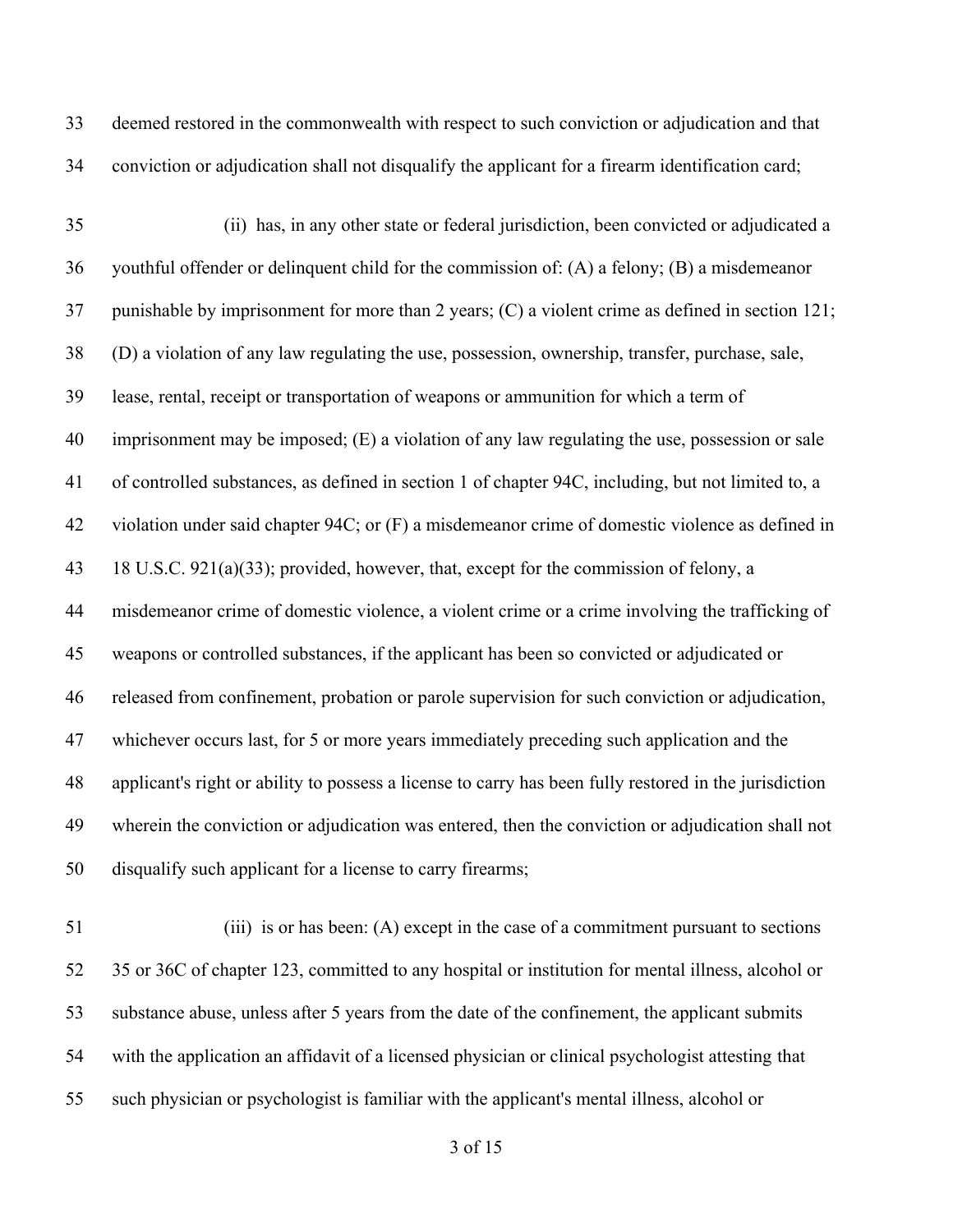deemed restored in the commonwealth with respect to such conviction or adjudication and that conviction or adjudication shall not disqualify the applicant for a firearm identification card;

(ii) has, in any other state or federal jurisdiction, been convicted or adjudicated a youthful offender or delinquent child for the commission of: (A) a felony; (B) a misdemeanor punishable by imprisonment for more than 2 years; (C) a violent crime as defined in section 121; (D) a violation of any law regulating the use, possession, ownership, transfer, purchase, sale, lease, rental, receipt or transportation of weapons or ammunition for which a term of imprisonment may be imposed; (E) a violation of any law regulating the use, possession or sale of controlled substances, as defined in section 1 of chapter 94C, including, but not limited to, a violation under said chapter 94C; or (F) a misdemeanor crime of domestic violence as defined in 18 U.S.C. 921(a)(33); provided, however, that, except for the commission of felony, a misdemeanor crime of domestic violence, a violent crime or a crime involving the trafficking of weapons or controlled substances, if the applicant has been so convicted or adjudicated or released from confinement, probation or parole supervision for such conviction or adjudication, whichever occurs last, for 5 or more years immediately preceding such application and the applicant's right or ability to possess a license to carry has been fully restored in the jurisdiction wherein the conviction or adjudication was entered, then the conviction or adjudication shall not disqualify such applicant for a license to carry firearms;

(iii) is or has been: (A) except in the case of a commitment pursuant to sections 35 or 36C of chapter 123, committed to any hospital or institution for mental illness, alcohol or substance abuse, unless after 5 years from the date of the confinement, the applicant submits with the application an affidavit of a licensed physician or clinical psychologist attesting that such physician or psychologist is familiar with the applicant's mental illness, alcohol or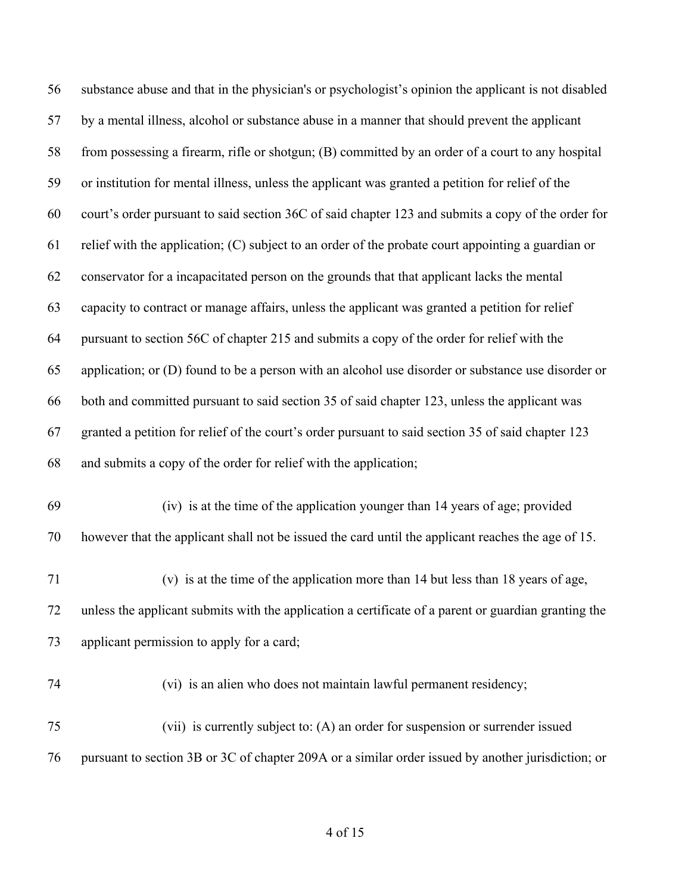substance abuse and that in the physician's or psychologist's opinion the applicant is not disabled by a mental illness, alcohol or substance abuse in a manner that should prevent the applicant from possessing a firearm, rifle or shotgun; (B) committed by an order of a court to any hospital or institution for mental illness, unless the applicant was granted a petition for relief of the court's order pursuant to said section 36C of said chapter 123 and submits a copy of the order for relief with the application; (C) subject to an order of the probate court appointing a guardian or conservator for a incapacitated person on the grounds that that applicant lacks the mental capacity to contract or manage affairs, unless the applicant was granted a petition for relief pursuant to section 56C of chapter 215 and submits a copy of the order for relief with the application; or (D) found to be a person with an alcohol use disorder or substance use disorder or both and committed pursuant to said section 35 of said chapter 123, unless the applicant was granted a petition for relief of the court's order pursuant to said section 35 of said chapter 123 and submits a copy of the order for relief with the application;

(iv) is at the time of the application younger than 14 years of age; provided however that the applicant shall not be issued the card until the applicant reaches the age of 15.

(v) is at the time of the application more than 14 but less than 18 years of age, unless the applicant submits with the application a certificate of a parent or guardian granting the applicant permission to apply for a card;

(vi) is an alien who does not maintain lawful permanent residency;

(vii) is currently subject to: (A) an order for suspension or surrender issued pursuant to section 3B or 3C of chapter 209A or a similar order issued by another jurisdiction; or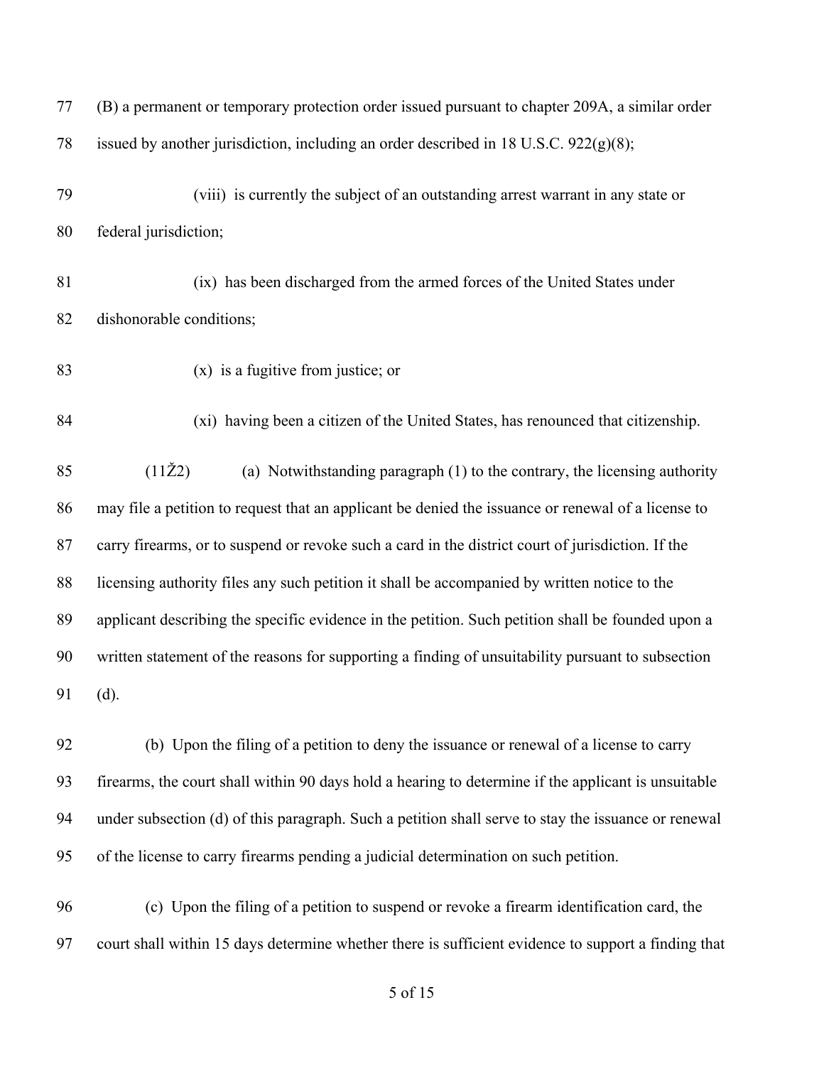(B) a permanent or temporary protection order issued pursuant to chapter 209A, a similar order issued by another jurisdiction, including an order described in 18 U.S.C. 922(g)(8);

(viii) is currently the subject of an outstanding arrest warrant in any state or federal jurisdiction;

(ix) has been discharged from the armed forces of the United States under dishonorable conditions;

(x) is a fugitive from justice; or

(xi) having been a citizen of the United States, has renounced that citizenship.

(11Ž2) (a) Notwithstanding paragraph (1) to the contrary, the licensing authority may file a petition to request that an applicant be denied the issuance or renewal of a license to carry firearms, or to suspend or revoke such a card in the district court of jurisdiction. If the licensing authority files any such petition it shall be accompanied by written notice to the applicant describing the specific evidence in the petition. Such petition shall be founded upon a written statement of the reasons for supporting a finding of unsuitability pursuant to subsection (d).

(b) Upon the filing of a petition to deny the issuance or renewal of a license to carry firearms, the court shall within 90 days hold a hearing to determine if the applicant is unsuitable under subsection (d) of this paragraph. Such a petition shall serve to stay the issuance or renewal of the license to carry firearms pending a judicial determination on such petition.

(c) Upon the filing of a petition to suspend or revoke a firearm identification card, the court shall within 15 days determine whether there is sufficient evidence to support a finding that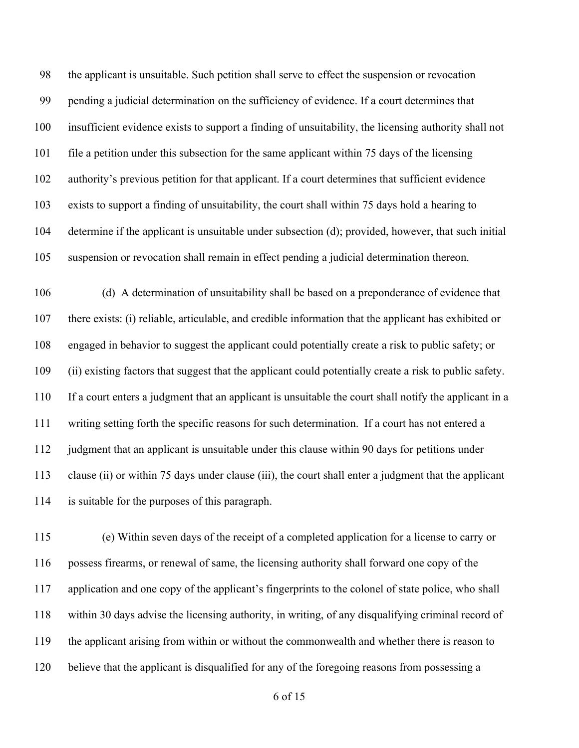the applicant is unsuitable. Such petition shall serve to effect the suspension or revocation pending a judicial determination on the sufficiency of evidence. If a court determines that insufficient evidence exists to support a finding of unsuitability, the licensing authority shall not file a petition under this subsection for the same applicant within 75 days of the licensing authority's previous petition for that applicant. If a court determines that sufficient evidence exists to support a finding of unsuitability, the court shall within 75 days hold a hearing to determine if the applicant is unsuitable under subsection (d); provided, however, that such initial suspension or revocation shall remain in effect pending a judicial determination thereon.

(d) A determination of unsuitability shall be based on a preponderance of evidence that there exists: (i) reliable, articulable, and credible information that the applicant has exhibited or engaged in behavior to suggest the applicant could potentially create a risk to public safety; or (ii) existing factors that suggest that the applicant could potentially create a risk to public safety. If a court enters a judgment that an applicant is unsuitable the court shall notify the applicant in a writing setting forth the specific reasons for such determination. If a court has not entered a judgment that an applicant is unsuitable under this clause within 90 days for petitions under clause (ii) or within 75 days under clause (iii), the court shall enter a judgment that the applicant is suitable for the purposes of this paragraph.

(e) Within seven days of the receipt of a completed application for a license to carry or possess firearms, or renewal of same, the licensing authority shall forward one copy of the application and one copy of the applicant's fingerprints to the colonel of state police, who shall within 30 days advise the licensing authority, in writing, of any disqualifying criminal record of the applicant arising from within or without the commonwealth and whether there is reason to believe that the applicant is disqualified for any of the foregoing reasons from possessing a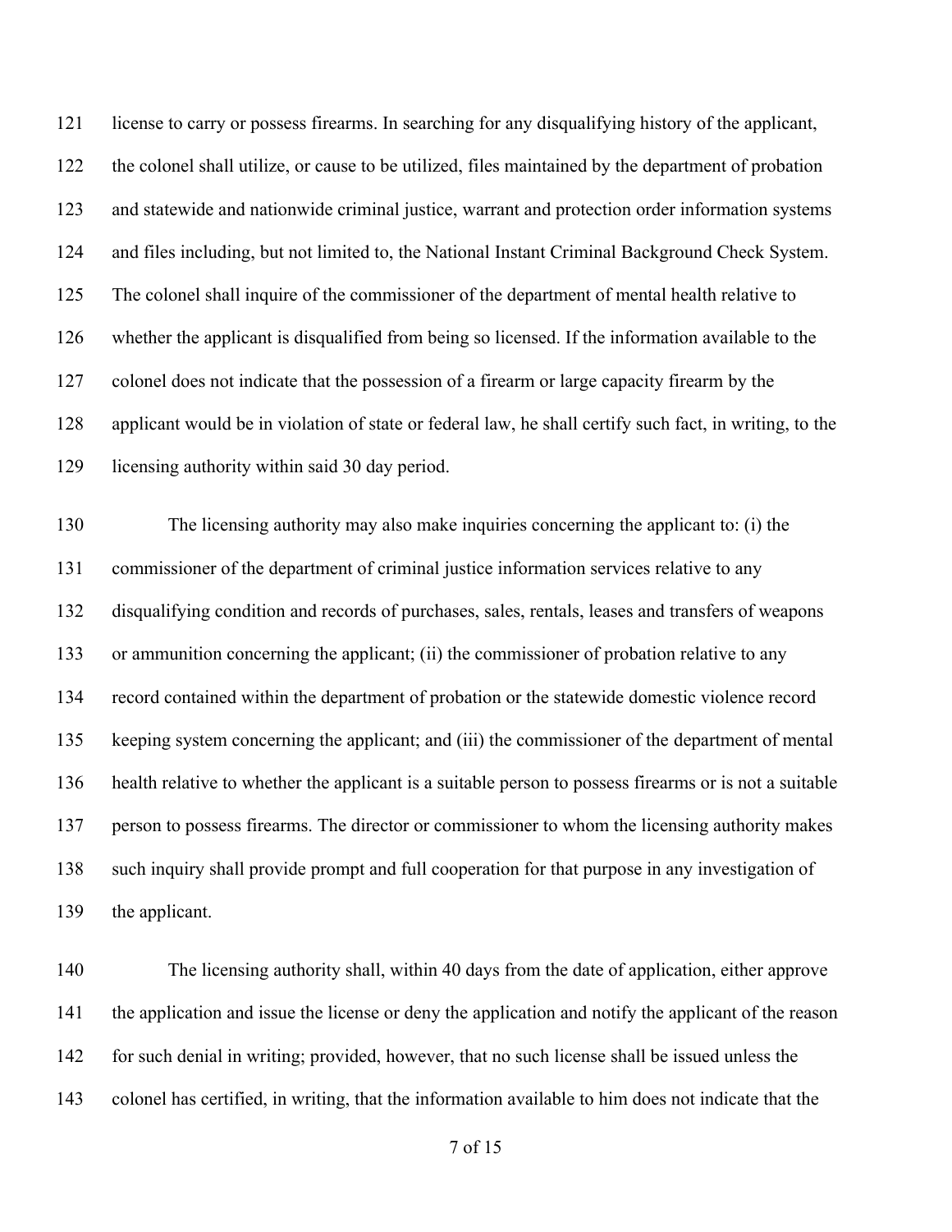license to carry or possess firearms. In searching for any disqualifying history of the applicant, the colonel shall utilize, or cause to be utilized, files maintained by the department of probation and statewide and nationwide criminal justice, warrant and protection order information systems and files including, but not limited to, the National Instant Criminal Background Check System. The colonel shall inquire of the commissioner of the department of mental health relative to whether the applicant is disqualified from being so licensed. If the information available to the colonel does not indicate that the possession of a firearm or large capacity firearm by the applicant would be in violation of state or federal law, he shall certify such fact, in writing, to the licensing authority within said 30 day period.

The licensing authority may also make inquiries concerning the applicant to: (i) the commissioner of the department of criminal justice information services relative to any disqualifying condition and records of purchases, sales, rentals, leases and transfers of weapons or ammunition concerning the applicant; (ii) the commissioner of probation relative to any record contained within the department of probation or the statewide domestic violence record keeping system concerning the applicant; and (iii) the commissioner of the department of mental health relative to whether the applicant is a suitable person to possess firearms or is not a suitable person to possess firearms. The director or commissioner to whom the licensing authority makes such inquiry shall provide prompt and full cooperation for that purpose in any investigation of the applicant.

The licensing authority shall, within 40 days from the date of application, either approve the application and issue the license or deny the application and notify the applicant of the reason for such denial in writing; provided, however, that no such license shall be issued unless the colonel has certified, in writing, that the information available to him does not indicate that the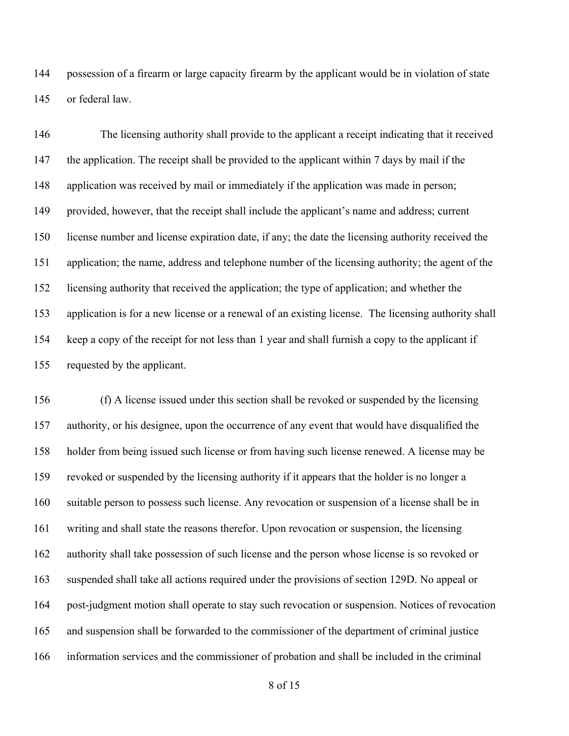possession of a firearm or large capacity firearm by the applicant would be in violation of state or federal law.

The licensing authority shall provide to the applicant a receipt indicating that it received the application. The receipt shall be provided to the applicant within 7 days by mail if the application was received by mail or immediately if the application was made in person; provided, however, that the receipt shall include the applicant's name and address; current license number and license expiration date, if any; the date the licensing authority received the application; the name, address and telephone number of the licensing authority; the agent of the licensing authority that received the application; the type of application; and whether the application is for a new license or a renewal of an existing license. The licensing authority shall keep a copy of the receipt for not less than 1 year and shall furnish a copy to the applicant if requested by the applicant.

(f) A license issued under this section shall be revoked or suspended by the licensing authority, or his designee, upon the occurrence of any event that would have disqualified the holder from being issued such license or from having such license renewed. A license may be revoked or suspended by the licensing authority if it appears that the holder is no longer a suitable person to possess such license. Any revocation or suspension of a license shall be in writing and shall state the reasons therefor. Upon revocation or suspension, the licensing authority shall take possession of such license and the person whose license is so revoked or suspended shall take all actions required under the provisions of section 129D. No appeal or post-judgment motion shall operate to stay such revocation or suspension. Notices of revocation and suspension shall be forwarded to the commissioner of the department of criminal justice information services and the commissioner of probation and shall be included in the criminal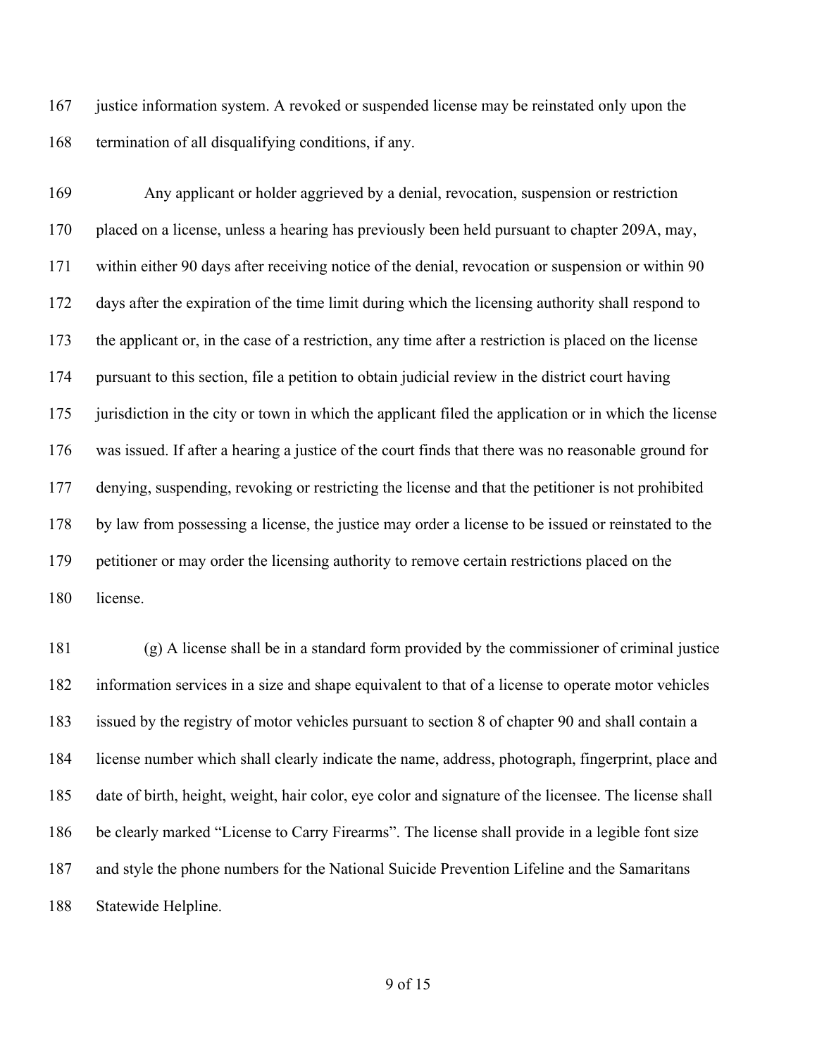justice information system. A revoked or suspended license may be reinstated only upon the termination of all disqualifying conditions, if any.

Any applicant or holder aggrieved by a denial, revocation, suspension or restriction placed on a license, unless a hearing has previously been held pursuant to chapter 209A, may, within either 90 days after receiving notice of the denial, revocation or suspension or within 90 days after the expiration of the time limit during which the licensing authority shall respond to the applicant or, in the case of a restriction, any time after a restriction is placed on the license pursuant to this section, file a petition to obtain judicial review in the district court having jurisdiction in the city or town in which the applicant filed the application or in which the license was issued. If after a hearing a justice of the court finds that there was no reasonable ground for denying, suspending, revoking or restricting the license and that the petitioner is not prohibited by law from possessing a license, the justice may order a license to be issued or reinstated to the petitioner or may order the licensing authority to remove certain restrictions placed on the license.

(g) A license shall be in a standard form provided by the commissioner of criminal justice information services in a size and shape equivalent to that of a license to operate motor vehicles issued by the registry of motor vehicles pursuant to section 8 of chapter 90 and shall contain a license number which shall clearly indicate the name, address, photograph, fingerprint, place and date of birth, height, weight, hair color, eye color and signature of the licensee. The license shall be clearly marked "License to Carry Firearms". The license shall provide in a legible font size and style the phone numbers for the National Suicide Prevention Lifeline and the Samaritans Statewide Helpline.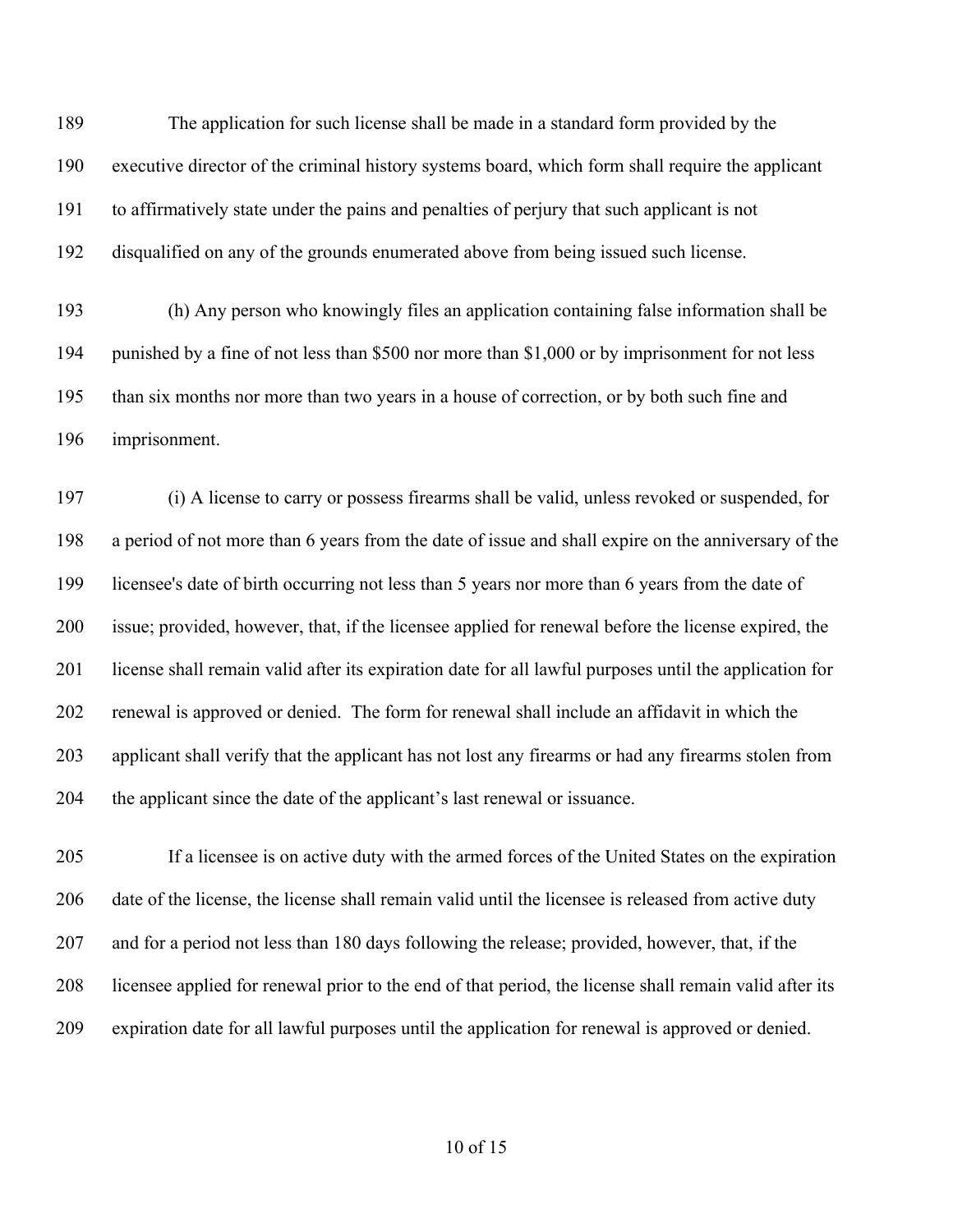189 The application for such license shall be made in a standard form provided by the
190 executive director of the criminal history systems board, which form shall require the applicant
191 to affirmatively state under the pains and penalties of perjury that such applicant is not
192 disqualified on any of the grounds enumerated above from being issued such license.

193 (h) Any person who knowingly files an application containing false information shall be
194 punished by a fine of not less than $500 nor more than $1,000 or by imprisonment for not less
195 than six months nor more than two years in a house of correction, or by both such fine and
196 imprisonment.

197 (i) A license to carry or possess firearms shall be valid, unless revoked or suspended, for
198 a period of not more than 6 years from the date of issue and shall expire on the anniversary of the
199 licensee's date of birth occurring not less than 5 years nor more than 6 years from the date of
200 issue; provided, however, that, if the licensee applied for renewal before the license expired, the
201 license shall remain valid after its expiration date for all lawful purposes until the application for
202 renewal is approved or denied. The form for renewal shall include an affidavit in which the
203 applicant shall verify that the applicant has not lost any firearms or had any firearms stolen from
204 the applicant since the date of the applicant's last renewal or issuance.

205 If a licensee is on active duty with the armed forces of the United States on the expiration
206 date of the license, the license shall remain valid until the licensee is released from active duty
207 and for a period not less than 180 days following the release; provided, however, that, if the
208 licensee applied for renewal prior to the end of that period, the license shall remain valid after its
209 expiration date for all lawful purposes until the application for renewal is approved or denied.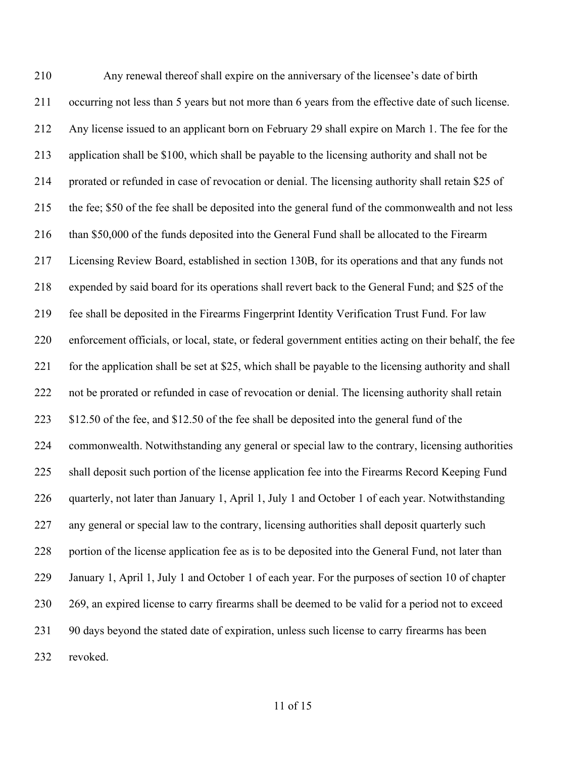Any renewal thereof shall expire on the anniversary of the licensee's date of birth occurring not less than 5 years but not more than 6 years from the effective date of such license. Any license issued to an applicant born on February 29 shall expire on March 1. The fee for the application shall be $100, which shall be payable to the licensing authority and shall not be prorated or refunded in case of revocation or denial. The licensing authority shall retain $25 of the fee; $50 of the fee shall be deposited into the general fund of the commonwealth and not less than $50,000 of the funds deposited into the General Fund shall be allocated to the Firearm Licensing Review Board, established in section 130B, for its operations and that any funds not expended by said board for its operations shall revert back to the General Fund; and $25 of the fee shall be deposited in the Firearms Fingerprint Identity Verification Trust Fund. For law enforcement officials, or local, state, or federal government entities acting on their behalf, the fee for the application shall be set at $25, which shall be payable to the licensing authority and shall not be prorated or refunded in case of revocation or denial. The licensing authority shall retain $12.50 of the fee, and $12.50 of the fee shall be deposited into the general fund of the commonwealth. Notwithstanding any general or special law to the contrary, licensing authorities shall deposit such portion of the license application fee into the Firearms Record Keeping Fund quarterly, not later than January 1, April 1, July 1 and October 1 of each year. Notwithstanding any general or special law to the contrary, licensing authorities shall deposit quarterly such portion of the license application fee as is to be deposited into the General Fund, not later than January 1, April 1, July 1 and October 1 of each year. For the purposes of section 10 of chapter 269, an expired license to carry firearms shall be deemed to be valid for a period not to exceed 90 days beyond the stated date of expiration, unless such license to carry firearms has been revoked.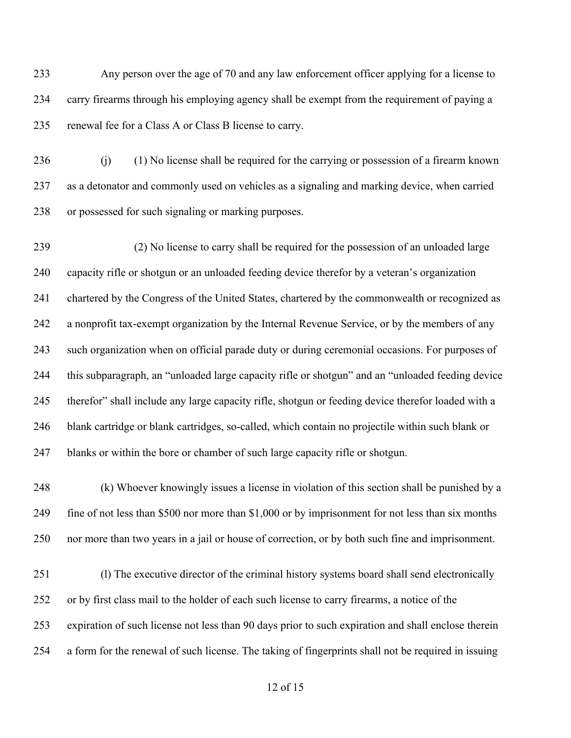Any person over the age of 70 and any law enforcement officer applying for a license to carry firearms through his employing agency shall be exempt from the requirement of paying a renewal fee for a Class A or Class B license to carry.

(j) (1) No license shall be required for the carrying or possession of a firearm known as a detonator and commonly used on vehicles as a signaling and marking device, when carried or possessed for such signaling or marking purposes.

(2) No license to carry shall be required for the possession of an unloaded large capacity rifle or shotgun or an unloaded feeding device therefor by a veteran's organization chartered by the Congress of the United States, chartered by the commonwealth or recognized as a nonprofit tax-exempt organization by the Internal Revenue Service, or by the members of any such organization when on official parade duty or during ceremonial occasions. For purposes of this subparagraph, an "unloaded large capacity rifle or shotgun" and an "unloaded feeding device therefor" shall include any large capacity rifle, shotgun or feeding device therefor loaded with a blank cartridge or blank cartridges, so-called, which contain no projectile within such blank or blanks or within the bore or chamber of such large capacity rifle or shotgun.

(k) Whoever knowingly issues a license in violation of this section shall be punished by a fine of not less than $500 nor more than $1,000 or by imprisonment for not less than six months nor more than two years in a jail or house of correction, or by both such fine and imprisonment.

(l) The executive director of the criminal history systems board shall send electronically or by first class mail to the holder of each such license to carry firearms, a notice of the expiration of such license not less than 90 days prior to such expiration and shall enclose therein a form for the renewal of such license. The taking of fingerprints shall not be required in issuing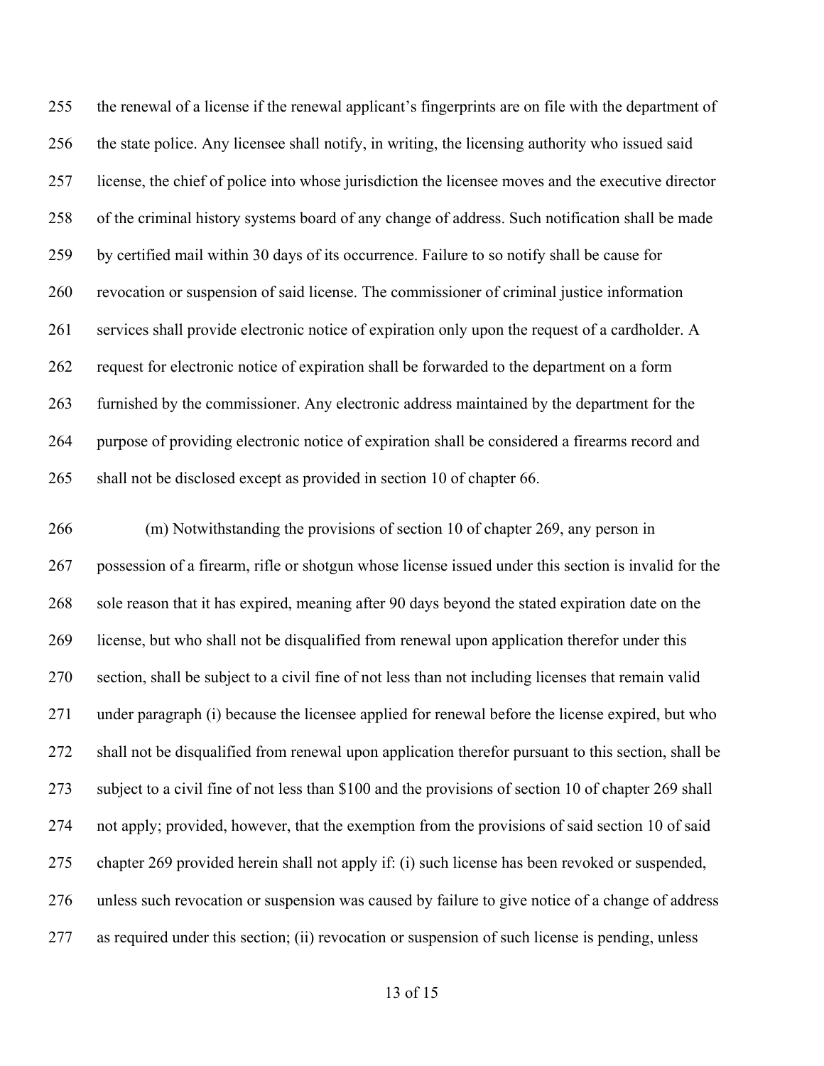the renewal of a license if the renewal applicant's fingerprints are on file with the department of the state police. Any licensee shall notify, in writing, the licensing authority who issued said license, the chief of police into whose jurisdiction the licensee moves and the executive director of the criminal history systems board of any change of address. Such notification shall be made by certified mail within 30 days of its occurrence. Failure to so notify shall be cause for revocation or suspension of said license. The commissioner of criminal justice information services shall provide electronic notice of expiration only upon the request of a cardholder. A request for electronic notice of expiration shall be forwarded to the department on a form furnished by the commissioner. Any electronic address maintained by the department for the purpose of providing electronic notice of expiration shall be considered a firearms record and shall not be disclosed except as provided in section 10 of chapter 66.

(m) Notwithstanding the provisions of section 10 of chapter 269, any person in possession of a firearm, rifle or shotgun whose license issued under this section is invalid for the sole reason that it has expired, meaning after 90 days beyond the stated expiration date on the license, but who shall not be disqualified from renewal upon application therefor under this section, shall be subject to a civil fine of not less than not including licenses that remain valid under paragraph (i) because the licensee applied for renewal before the license expired, but who shall not be disqualified from renewal upon application therefor pursuant to this section, shall be subject to a civil fine of not less than $100 and the provisions of section 10 of chapter 269 shall not apply; provided, however, that the exemption from the provisions of said section 10 of said chapter 269 provided herein shall not apply if: (i) such license has been revoked or suspended, unless such revocation or suspension was caused by failure to give notice of a change of address as required under this section; (ii) revocation or suspension of such license is pending, unless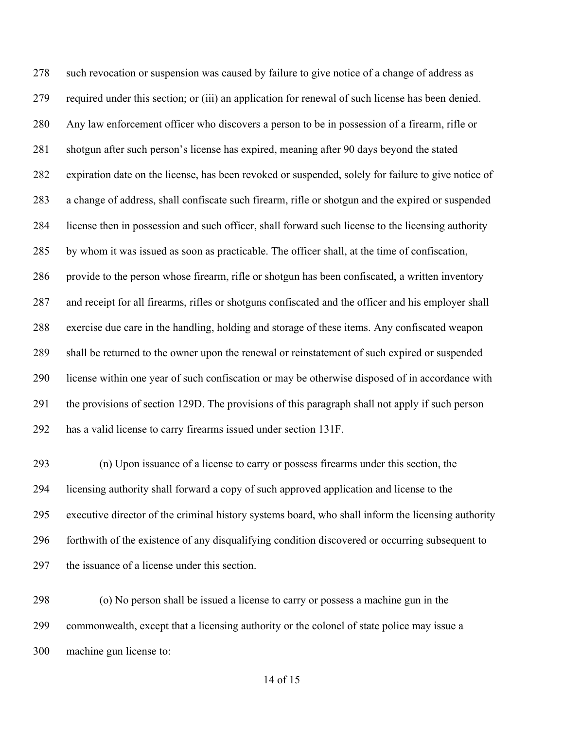such revocation or suspension was caused by failure to give notice of a change of address as required under this section; or (iii) an application for renewal of such license has been denied. Any law enforcement officer who discovers a person to be in possession of a firearm, rifle or shotgun after such person's license has expired, meaning after 90 days beyond the stated expiration date on the license, has been revoked or suspended, solely for failure to give notice of a change of address, shall confiscate such firearm, rifle or shotgun and the expired or suspended license then in possession and such officer, shall forward such license to the licensing authority by whom it was issued as soon as practicable. The officer shall, at the time of confiscation, provide to the person whose firearm, rifle or shotgun has been confiscated, a written inventory and receipt for all firearms, rifles or shotguns confiscated and the officer and his employer shall exercise due care in the handling, holding and storage of these items. Any confiscated weapon shall be returned to the owner upon the renewal or reinstatement of such expired or suspended license within one year of such confiscation or may be otherwise disposed of in accordance with the provisions of section 129D. The provisions of this paragraph shall not apply if such person has a valid license to carry firearms issued under section 131F.

(n) Upon issuance of a license to carry or possess firearms under this section, the licensing authority shall forward a copy of such approved application and license to the executive director of the criminal history systems board, who shall inform the licensing authority forthwith of the existence of any disqualifying condition discovered or occurring subsequent to the issuance of a license under this section.

(o) No person shall be issued a license to carry or possess a machine gun in the commonwealth, except that a licensing authority or the colonel of state police may issue a machine gun license to: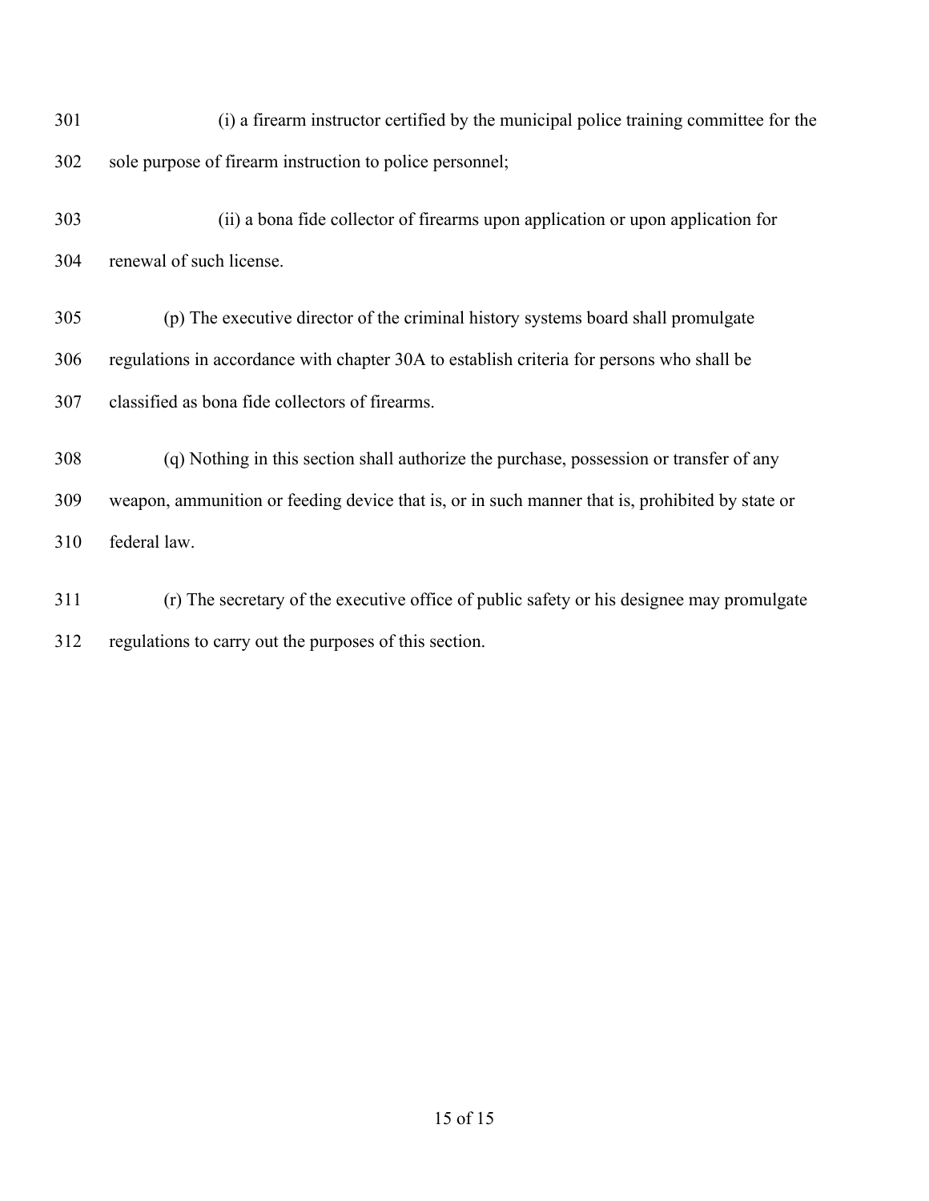(i) a firearm instructor certified by the municipal police training committee for the sole purpose of firearm instruction to police personnel;

(ii) a bona fide collector of firearms upon application or upon application for renewal of such license.

(p) The executive director of the criminal history systems board shall promulgate regulations in accordance with chapter 30A to establish criteria for persons who shall be classified as bona fide collectors of firearms.

(q) Nothing in this section shall authorize the purchase, possession or transfer of any weapon, ammunition or feeding device that is, or in such manner that is, prohibited by state or federal law.

(r) The secretary of the executive office of public safety or his designee may promulgate regulations to carry out the purposes of this section.